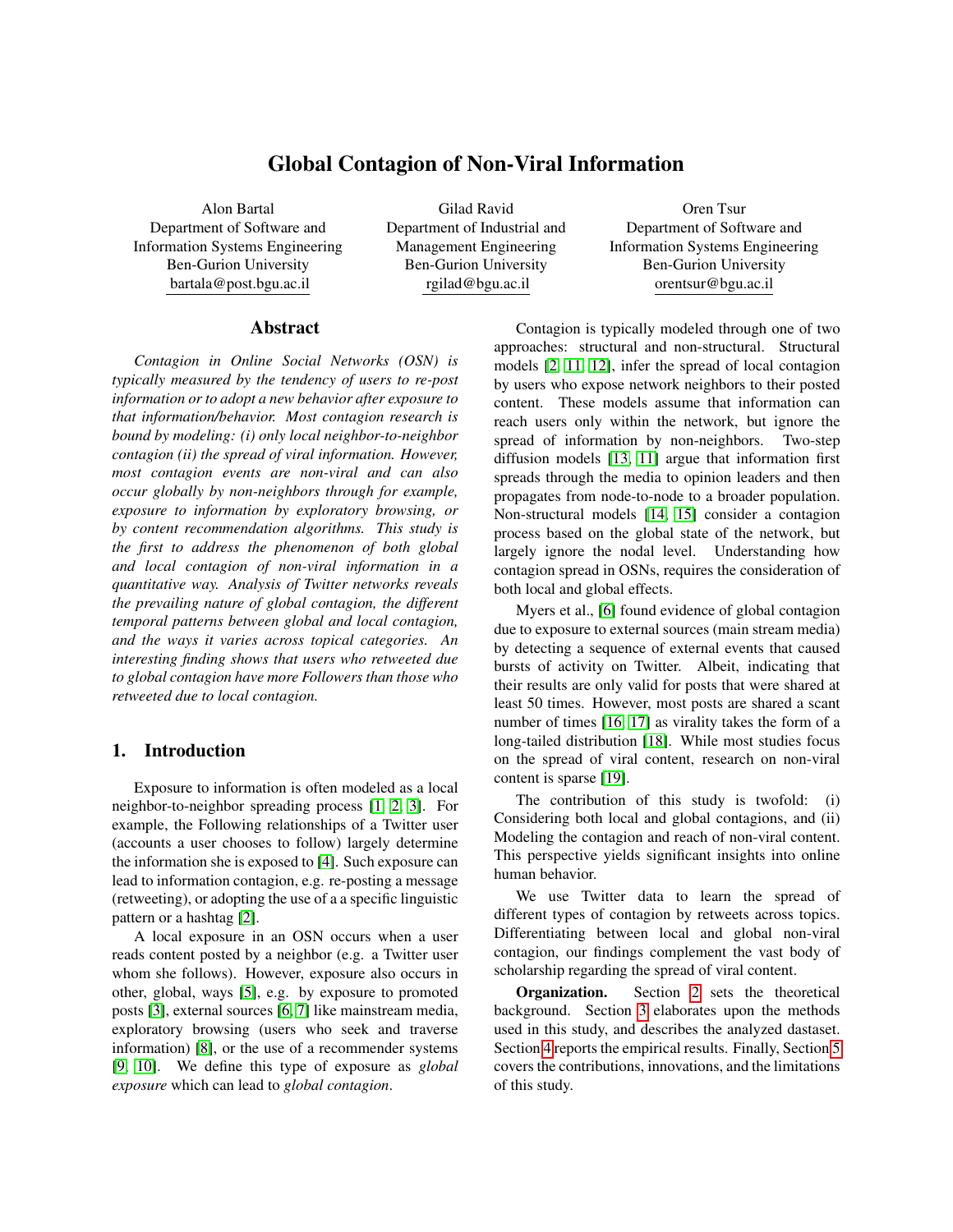# Global Contagion of Non-Viral Information

Alon Bartal
Department of Software and Information Systems Engineering
Ben-Gurion University
bartala@post.bgu.ac.il

Gilad Ravid
Department of Industrial and Management Engineering
Ben-Gurion University
rgilad@bgu.ac.il

Oren Tsur
Department of Software and Information Systems Engineering
Ben-Gurion University
orentsur@bgu.ac.il

## Abstract

*Contagion in Online Social Networks (OSN) is typically measured by the tendency of users to re-post information or to adopt a new behavior after exposure to that information/behavior. Most contagion research is bound by modeling: (i) only local neighbor-to-neighbor contagion (ii) the spread of viral information. However, most contagion events are non-viral and can also occur globally by non-neighbors through for example, exposure to information by exploratory browsing, or by content recommendation algorithms. This study is the first to address the phenomenon of both global and local contagion of non-viral information in a quantitative way. Analysis of Twitter networks reveals the prevailing nature of global contagion, the different temporal patterns between global and local contagion, and the ways it varies across topical categories. An interesting finding shows that users who retweeted due to global contagion have more Followers than those who retweeted due to local contagion.*

## 1. Introduction

Exposure to information is often modeled as a local neighbor-to-neighbor spreading process [1, 2, 3]. For example, the Following relationships of a Twitter user (accounts a user chooses to follow) largely determine the information she is exposed to [4]. Such exposure can lead to information contagion, e.g. re-posting a message (retweeting), or adopting the use of a a specific linguistic pattern or a hashtag [2].

A local exposure in an OSN occurs when a user reads content posted by a neighbor (e.g. a Twitter user whom she follows). However, exposure also occurs in other, global, ways [5], e.g. by exposure to promoted posts [3], external sources [6, 7] like mainstream media, exploratory browsing (users who seek and traverse information) [8], or the use of a recommender systems [9, 10]. We define this type of exposure as *global exposure* which can lead to *global contagion*.

Contagion is typically modeled through one of two approaches: structural and non-structural. Structural models [2, 11, 12], infer the spread of local contagion by users who expose network neighbors to their posted content. These models assume that information can reach users only within the network, but ignore the spread of information by non-neighbors. Two-step diffusion models [13, 11] argue that information first spreads through the media to opinion leaders and then propagates from node-to-node to a broader population. Non-structural models [14, 15] consider a contagion process based on the global state of the network, but largely ignore the nodal level. Understanding how contagion spread in OSNs, requires the consideration of both local and global effects.

Myers et al., [6] found evidence of global contagion due to exposure to external sources (main stream media) by detecting a sequence of external events that caused bursts of activity on Twitter. Albeit, indicating that their results are only valid for posts that were shared at least 50 times. However, most posts are shared a scant number of times [16, 17] as virality takes the form of a long-tailed distribution [18]. While most studies focus on the spread of viral content, research on non-viral content is sparse [19].

The contribution of this study is twofold: (i) Considering both local and global contagions, and (ii) Modeling the contagion and reach of non-viral content. This perspective yields significant insights into online human behavior.

We use Twitter data to learn the spread of different types of contagion by retweets across topics. Differentiating between local and global non-viral contagion, our findings complement the vast body of scholarship regarding the spread of viral content.

**Organization.** Section 2 sets the theoretical background. Section 3 elaborates upon the methods used in this study, and describes the analyzed dastaset. Section 4 reports the empirical results. Finally, Section 5 covers the contributions, innovations, and the limitations of this study.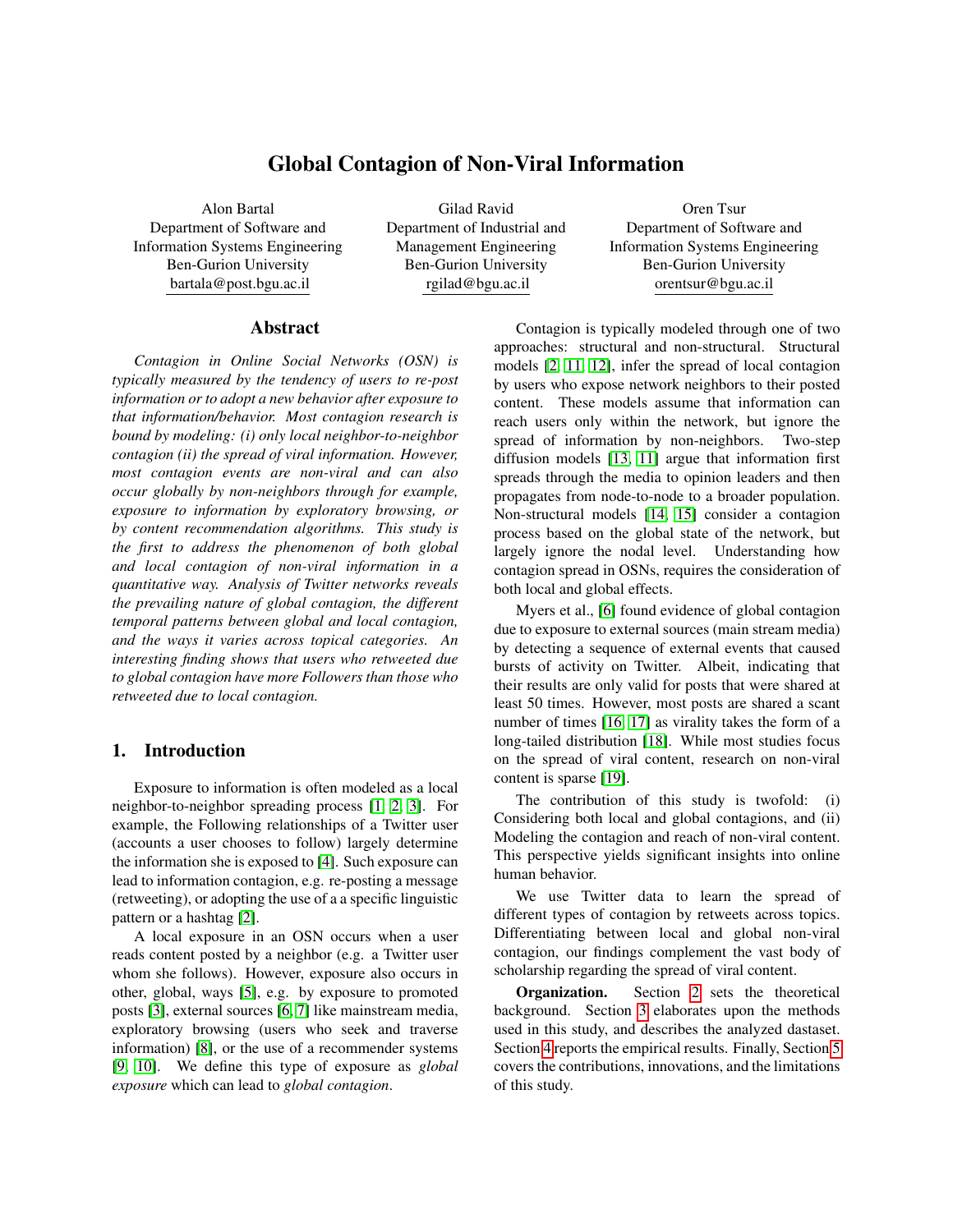# Global Contagion of Non-Viral Information

Alon Bartal
Department of Software and
Information Systems Engineering
Ben-Gurion University
bartala@post.bgu.ac.il

Gilad Ravid
Department of Industrial and
Management Engineering
Ben-Gurion University
rgilad@bgu.ac.il

Oren Tsur
Department of Software and
Information Systems Engineering
Ben-Gurion University
orentsur@bgu.ac.il

## Abstract

*Contagion in Online Social Networks (OSN) is typically measured by the tendency of users to re-post information or to adopt a new behavior after exposure to that information/behavior. Most contagion research is bound by modeling: (i) only local neighbor-to-neighbor contagion (ii) the spread of viral information. However, most contagion events are non-viral and can also occur globally by non-neighbors through for example, exposure to information by exploratory browsing, or by content recommendation algorithms. This study is the first to address the phenomenon of both global and local contagion of non-viral information in a quantitative way. Analysis of Twitter networks reveals the prevailing nature of global contagion, the different temporal patterns between global and local contagion, and the ways it varies across topical categories. An interesting finding shows that users who retweeted due to global contagion have more Followers than those who retweeted due to local contagion.*

## 1. Introduction

Exposure to information is often modeled as a local neighbor-to-neighbor spreading process [1, 2, 3]. For example, the Following relationships of a Twitter user (accounts a user chooses to follow) largely determine the information she is exposed to [4]. Such exposure can lead to information contagion, e.g. re-posting a message (retweeting), or adopting the use of a a specific linguistic pattern or a hashtag [2].

A local exposure in an OSN occurs when a user reads content posted by a neighbor (e.g. a Twitter user whom she follows). However, exposure also occurs in other, global, ways [5], e.g. by exposure to promoted posts [3], external sources [6, 7] like mainstream media, exploratory browsing (users who seek and traverse information) [8], or the use of a recommender systems [9, 10]. We define this type of exposure as *global exposure* which can lead to *global contagion*.

Contagion is typically modeled through one of two approaches: structural and non-structural. Structural models [2, 11, 12], infer the spread of local contagion by users who expose network neighbors to their posted content. These models assume that information can reach users only within the network, but ignore the spread of information by non-neighbors. Two-step diffusion models [13, 11] argue that information first spreads through the media to opinion leaders and then propagates from node-to-node to a broader population. Non-structural models [14, 15] consider a contagion process based on the global state of the network, but largely ignore the nodal level. Understanding how contagion spread in OSNs, requires the consideration of both local and global effects.

Myers et al., [6] found evidence of global contagion due to exposure to external sources (main stream media) by detecting a sequence of external events that caused bursts of activity on Twitter. Albeit, indicating that their results are only valid for posts that were shared at least 50 times. However, most posts are shared a scant number of times [16, 17] as virality takes the form of a long-tailed distribution [18]. While most studies focus on the spread of viral content, research on non-viral content is sparse [19].

The contribution of this study is twofold: (i) Considering both local and global contagions, and (ii) Modeling the contagion and reach of non-viral content. This perspective yields significant insights into online human behavior.

We use Twitter data to learn the spread of different types of contagion by retweets across topics. Differentiating between local and global non-viral contagion, our findings complement the vast body of scholarship regarding the spread of viral content.

**Organization.** Section 2 sets the theoretical background. Section 3 elaborates upon the methods used in this study, and describes the analyzed dastaset. Section 4 reports the empirical results. Finally, Section 5 covers the contributions, innovations, and the limitations of this study.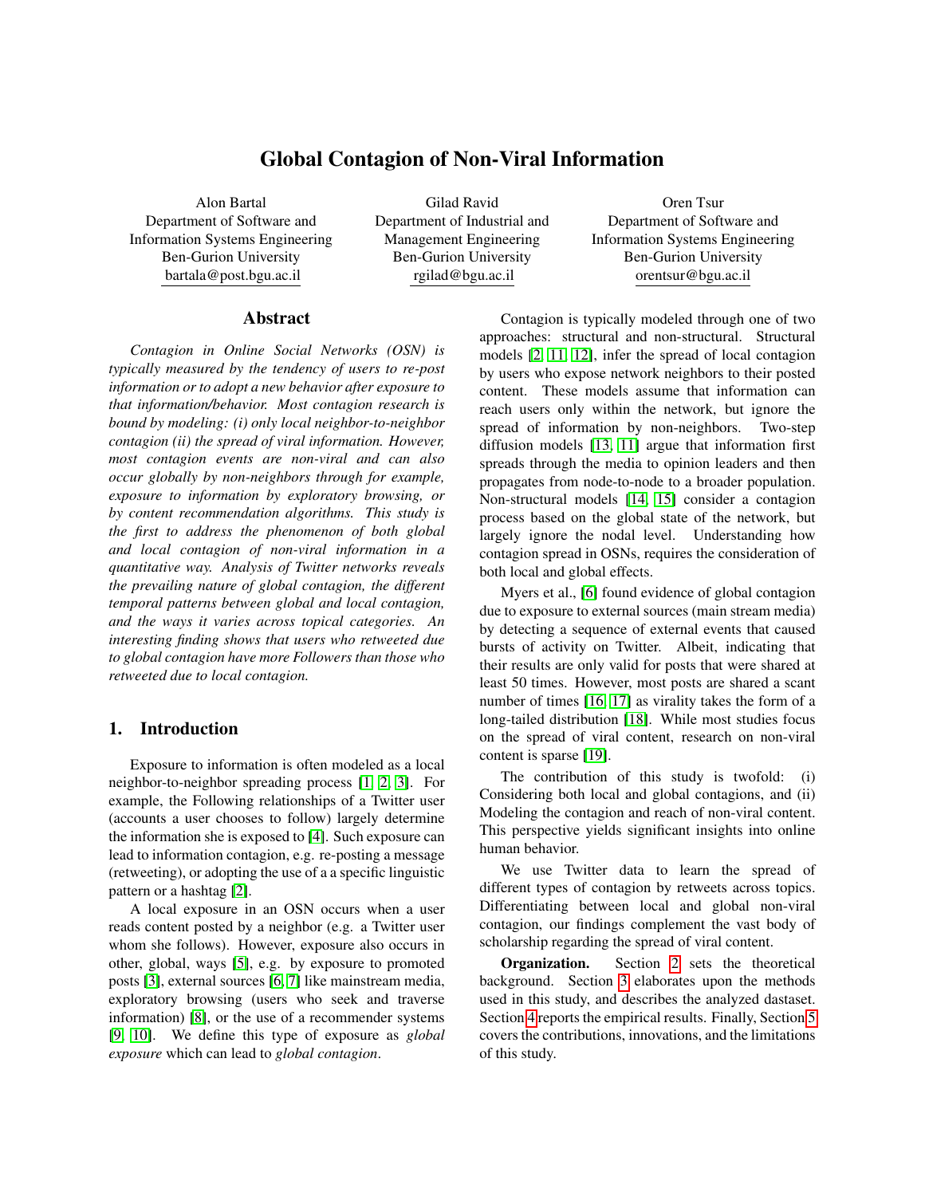# Global Contagion of Non-Viral Information

Alon Bartal
Department of Software and Information Systems Engineering
Ben-Gurion University
bartala@post.bgu.ac.il

Gilad Ravid
Department of Industrial and Management Engineering
Ben-Gurion University
rgilad@bgu.ac.il

Oren Tsur
Department of Software and Information Systems Engineering
Ben-Gurion University
orentsur@bgu.ac.il

## Abstract

*Contagion in Online Social Networks (OSN) is typically measured by the tendency of users to re-post information or to adopt a new behavior after exposure to that information/behavior. Most contagion research is bound by modeling: (i) only local neighbor-to-neighbor contagion (ii) the spread of viral information. However, most contagion events are non-viral and can also occur globally by non-neighbors through for example, exposure to information by exploratory browsing, or by content recommendation algorithms. This study is the first to address the phenomenon of both global and local contagion of non-viral information in a quantitative way. Analysis of Twitter networks reveals the prevailing nature of global contagion, the different temporal patterns between global and local contagion, and the ways it varies across topical categories. An interesting finding shows that users who retweeted due to global contagion have more Followers than those who retweeted due to local contagion.*

## 1. Introduction

Exposure to information is often modeled as a local neighbor-to-neighbor spreading process [1, 2, 3]. For example, the Following relationships of a Twitter user (accounts a user chooses to follow) largely determine the information she is exposed to [4]. Such exposure can lead to information contagion, e.g. re-posting a message (retweeting), or adopting the use of a a specific linguistic pattern or a hashtag [2].

A local exposure in an OSN occurs when a user reads content posted by a neighbor (e.g. a Twitter user whom she follows). However, exposure also occurs in other, global, ways [5], e.g. by exposure to promoted posts [3], external sources [6, 7] like mainstream media, exploratory browsing (users who seek and traverse information) [8], or the use of a recommender systems [9, 10]. We define this type of exposure as *global exposure* which can lead to *global contagion*.

Contagion is typically modeled through one of two approaches: structural and non-structural. Structural models [2, 11, 12], infer the spread of local contagion by users who expose network neighbors to their posted content. These models assume that information can reach users only within the network, but ignore the spread of information by non-neighbors. Two-step diffusion models [13, 11] argue that information first spreads through the media to opinion leaders and then propagates from node-to-node to a broader population. Non-structural models [14, 15] consider a contagion process based on the global state of the network, but largely ignore the nodal level. Understanding how contagion spread in OSNs, requires the consideration of both local and global effects.

Myers et al., [6] found evidence of global contagion due to exposure to external sources (main stream media) by detecting a sequence of external events that caused bursts of activity on Twitter. Albeit, indicating that their results are only valid for posts that were shared at least 50 times. However, most posts are shared a scant number of times [16, 17] as virality takes the form of a long-tailed distribution [18]. While most studies focus on the spread of viral content, research on non-viral content is sparse [19].

The contribution of this study is twofold: (i) Considering both local and global contagions, and (ii) Modeling the contagion and reach of non-viral content. This perspective yields significant insights into online human behavior.

We use Twitter data to learn the spread of different types of contagion by retweets across topics. Differentiating between local and global non-viral contagion, our findings complement the vast body of scholarship regarding the spread of viral content.

**Organization.** Section 2 sets the theoretical background. Section 3 elaborates upon the methods used in this study, and describes the analyzed dastaset. Section 4 reports the empirical results. Finally, Section 5 covers the contributions, innovations, and the limitations of this study.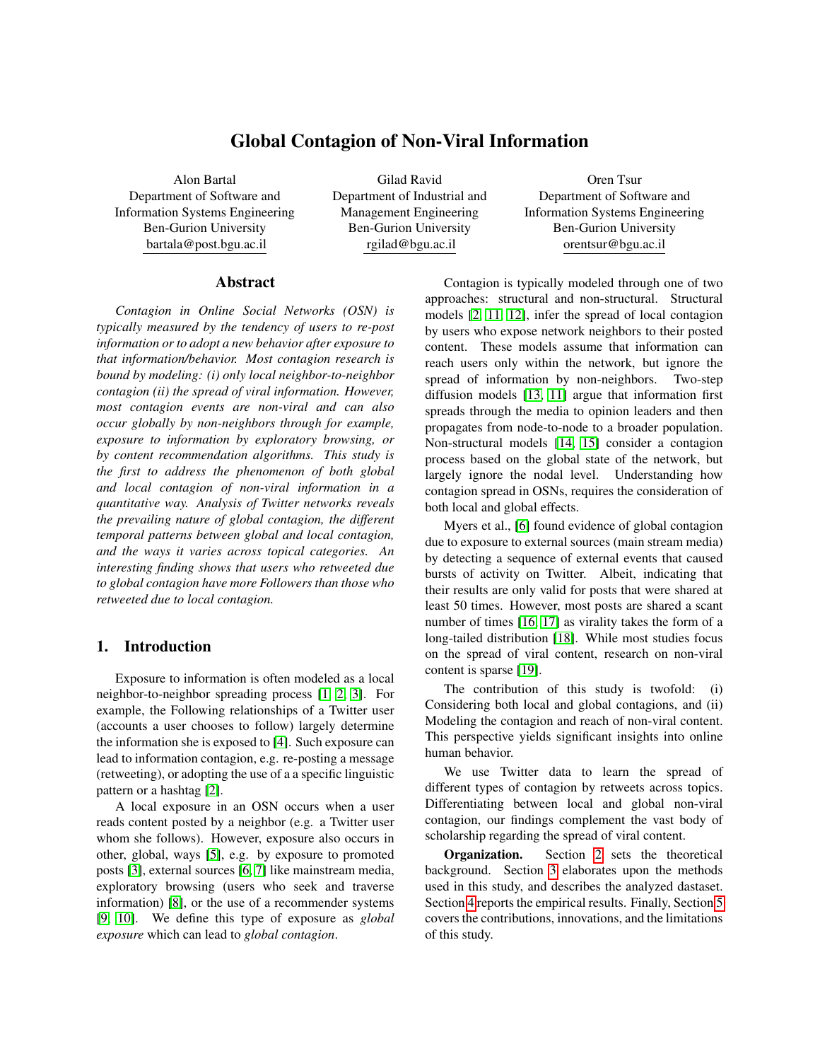# Global Contagion of Non-Viral Information

Alon Bartal
Department of Software and Information Systems Engineering
Ben-Gurion University
bartala@post.bgu.ac.il

Gilad Ravid
Department of Industrial and Management Engineering
Ben-Gurion University
rgilad@bgu.ac.il

Oren Tsur
Department of Software and Information Systems Engineering
Ben-Gurion University
orentsur@bgu.ac.il

## Abstract

*Contagion in Online Social Networks (OSN) is typically measured by the tendency of users to re-post information or to adopt a new behavior after exposure to that information/behavior. Most contagion research is bound by modeling: (i) only local neighbor-to-neighbor contagion (ii) the spread of viral information. However, most contagion events are non-viral and can also occur globally by non-neighbors through for example, exposure to information by exploratory browsing, or by content recommendation algorithms. This study is the first to address the phenomenon of both global and local contagion of non-viral information in a quantitative way. Analysis of Twitter networks reveals the prevailing nature of global contagion, the different temporal patterns between global and local contagion, and the ways it varies across topical categories. An interesting finding shows that users who retweeted due to global contagion have more Followers than those who retweeted due to local contagion.*

## 1. Introduction

Exposure to information is often modeled as a local neighbor-to-neighbor spreading process [1, 2, 3]. For example, the Following relationships of a Twitter user (accounts a user chooses to follow) largely determine the information she is exposed to [4]. Such exposure can lead to information contagion, e.g. re-posting a message (retweeting), or adopting the use of a a specific linguistic pattern or a hashtag [2].

A local exposure in an OSN occurs when a user reads content posted by a neighbor (e.g. a Twitter user whom she follows). However, exposure also occurs in other, global, ways [5], e.g. by exposure to promoted posts [3], external sources [6, 7] like mainstream media, exploratory browsing (users who seek and traverse information) [8], or the use of a recommender systems [9, 10]. We define this type of exposure as *global exposure* which can lead to *global contagion*.

Contagion is typically modeled through one of two approaches: structural and non-structural. Structural models [2, 11, 12], infer the spread of local contagion by users who expose network neighbors to their posted content. These models assume that information can reach users only within the network, but ignore the spread of information by non-neighbors. Two-step diffusion models [13, 11] argue that information first spreads through the media to opinion leaders and then propagates from node-to-node to a broader population. Non-structural models [14, 15] consider a contagion process based on the global state of the network, but largely ignore the nodal level. Understanding how contagion spread in OSNs, requires the consideration of both local and global effects.

Myers et al., [6] found evidence of global contagion due to exposure to external sources (main stream media) by detecting a sequence of external events that caused bursts of activity on Twitter. Albeit, indicating that their results are only valid for posts that were shared at least 50 times. However, most posts are shared a scant number of times [16, 17] as virality takes the form of a long-tailed distribution [18]. While most studies focus on the spread of viral content, research on non-viral content is sparse [19].

The contribution of this study is twofold: (i) Considering both local and global contagions, and (ii) Modeling the contagion and reach of non-viral content. This perspective yields significant insights into online human behavior.

We use Twitter data to learn the spread of different types of contagion by retweets across topics. Differentiating between local and global non-viral contagion, our findings complement the vast body of scholarship regarding the spread of viral content.

**Organization.** Section 2 sets the theoretical background. Section 3 elaborates upon the methods used in this study, and describes the analyzed dastaset. Section 4 reports the empirical results. Finally, Section 5 covers the contributions, innovations, and the limitations of this study.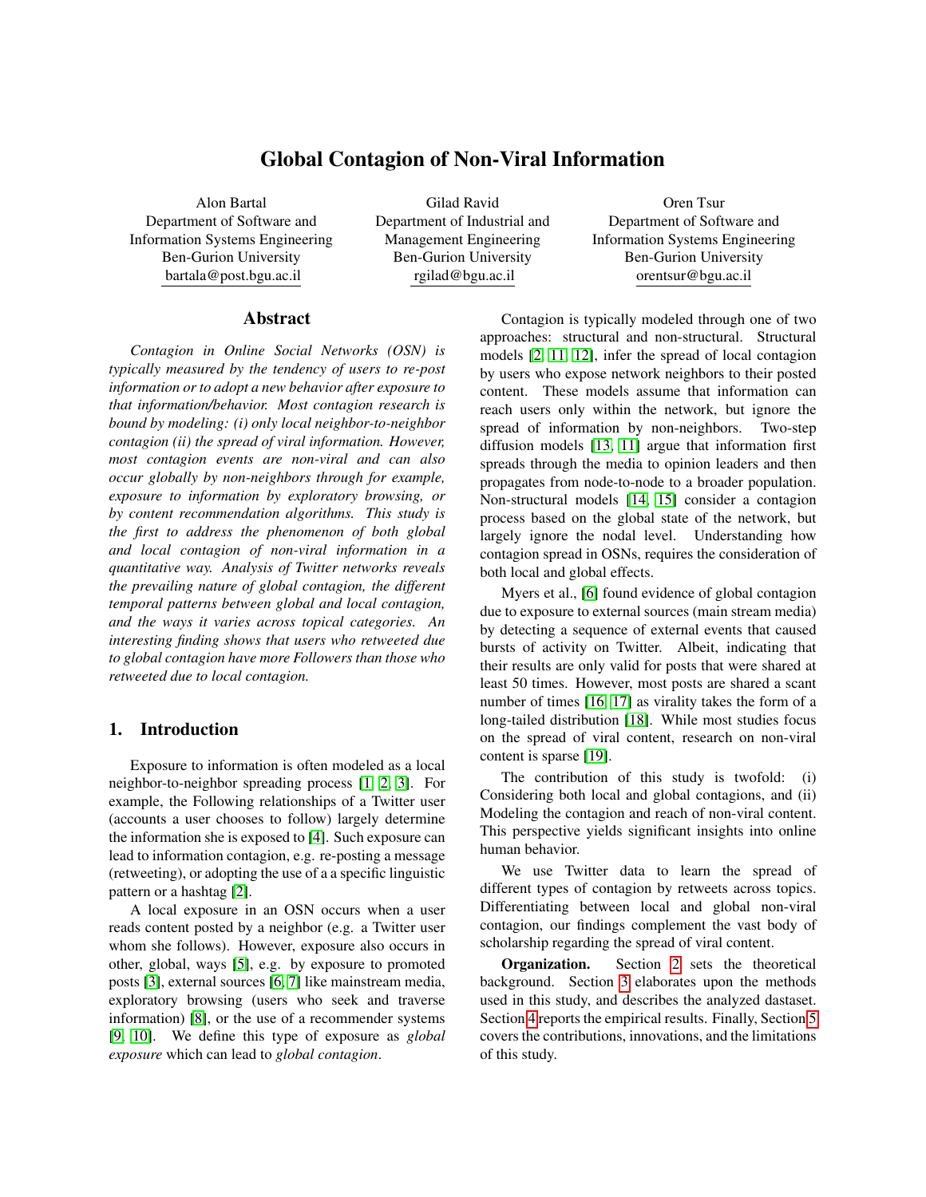# Global Contagion of Non-Viral Information

Alon Bartal
Department of Software and
Information Systems Engineering
Ben-Gurion University
bartala@post.bgu.ac.il

Gilad Ravid
Department of Industrial and
Management Engineering
Ben-Gurion University
rgilad@bgu.ac.il

Oren Tsur
Department of Software and
Information Systems Engineering
Ben-Gurion University
orentsur@bgu.ac.il

## Abstract

*Contagion in Online Social Networks (OSN) is typically measured by the tendency of users to re-post information or to adopt a new behavior after exposure to that information/behavior. Most contagion research is bound by modeling: (i) only local neighbor-to-neighbor contagion (ii) the spread of viral information. However, most contagion events are non-viral and can also occur globally by non-neighbors through for example, exposure to information by exploratory browsing, or by content recommendation algorithms. This study is the first to address the phenomenon of both global and local contagion of non-viral information in a quantitative way. Analysis of Twitter networks reveals the prevailing nature of global contagion, the different temporal patterns between global and local contagion, and the ways it varies across topical categories. An interesting finding shows that users who retweeted due to global contagion have more Followers than those who retweeted due to local contagion.*

## 1. Introduction

Exposure to information is often modeled as a local neighbor-to-neighbor spreading process [1, 2, 3]. For example, the Following relationships of a Twitter user (accounts a user chooses to follow) largely determine the information she is exposed to [4]. Such exposure can lead to information contagion, e.g. re-posting a message (retweeting), or adopting the use of a a specific linguistic pattern or a hashtag [2].

A local exposure in an OSN occurs when a user reads content posted by a neighbor (e.g. a Twitter user whom she follows). However, exposure also occurs in other, global, ways [5], e.g. by exposure to promoted posts [3], external sources [6, 7] like mainstream media, exploratory browsing (users who seek and traverse information) [8], or the use of a recommender systems [9, 10]. We define this type of exposure as *global exposure* which can lead to *global contagion*.

Contagion is typically modeled through one of two approaches: structural and non-structural. Structural models [2, 11, 12], infer the spread of local contagion by users who expose network neighbors to their posted content. These models assume that information can reach users only within the network, but ignore the spread of information by non-neighbors. Two-step diffusion models [13, 11] argue that information first spreads through the media to opinion leaders and then propagates from node-to-node to a broader population. Non-structural models [14, 15] consider a contagion process based on the global state of the network, but largely ignore the nodal level. Understanding how contagion spread in OSNs, requires the consideration of both local and global effects.

Myers et al., [6] found evidence of global contagion due to exposure to external sources (main stream media) by detecting a sequence of external events that caused bursts of activity on Twitter. Albeit, indicating that their results are only valid for posts that were shared at least 50 times. However, most posts are shared a scant number of times [16, 17] as virality takes the form of a long-tailed distribution [18]. While most studies focus on the spread of viral content, research on non-viral content is sparse [19].

The contribution of this study is twofold: (i) Considering both local and global contagions, and (ii) Modeling the contagion and reach of non-viral content. This perspective yields significant insights into online human behavior.

We use Twitter data to learn the spread of different types of contagion by retweets across topics. Differentiating between local and global non-viral contagion, our findings complement the vast body of scholarship regarding the spread of viral content.

**Organization.** Section 2 sets the theoretical background. Section 3 elaborates upon the methods used in this study, and describes the analyzed dastaset. Section 4 reports the empirical results. Finally, Section 5 covers the contributions, innovations, and the limitations of this study.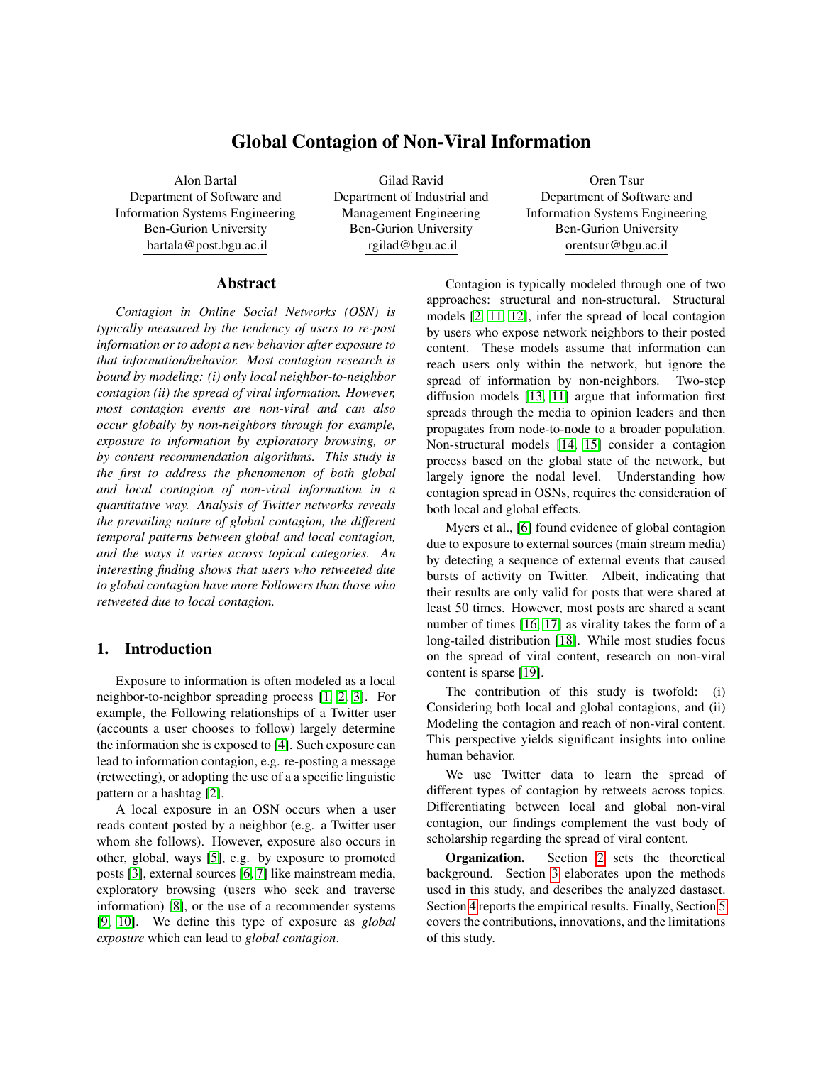# Global Contagion of Non-Viral Information

Alon Bartal
Department of Software and Information Systems Engineering
Ben-Gurion University
bartala@post.bgu.ac.il

Gilad Ravid
Department of Industrial and Management Engineering
Ben-Gurion University
rgilad@bgu.ac.il

Oren Tsur
Department of Software and Information Systems Engineering
Ben-Gurion University
orentsur@bgu.ac.il

## Abstract

*Contagion in Online Social Networks (OSN) is typically measured by the tendency of users to re-post information or to adopt a new behavior after exposure to that information/behavior. Most contagion research is bound by modeling: (i) only local neighbor-to-neighbor contagion (ii) the spread of viral information. However, most contagion events are non-viral and can also occur globally by non-neighbors through for example, exposure to information by exploratory browsing, or by content recommendation algorithms. This study is the first to address the phenomenon of both global and local contagion of non-viral information in a quantitative way. Analysis of Twitter networks reveals the prevailing nature of global contagion, the different temporal patterns between global and local contagion, and the ways it varies across topical categories. An interesting finding shows that users who retweeted due to global contagion have more Followers than those who retweeted due to local contagion.*

## 1. Introduction

Exposure to information is often modeled as a local neighbor-to-neighbor spreading process [1, 2, 3]. For example, the Following relationships of a Twitter user (accounts a user chooses to follow) largely determine the information she is exposed to [4]. Such exposure can lead to information contagion, e.g. re-posting a message (retweeting), or adopting the use of a a specific linguistic pattern or a hashtag [2].

A local exposure in an OSN occurs when a user reads content posted by a neighbor (e.g. a Twitter user whom she follows). However, exposure also occurs in other, global, ways [5], e.g. by exposure to promoted posts [3], external sources [6, 7] like mainstream media, exploratory browsing (users who seek and traverse information) [8], or the use of a recommender systems [9, 10]. We define this type of exposure as *global exposure* which can lead to *global contagion*.

Contagion is typically modeled through one of two approaches: structural and non-structural. Structural models [2, 11, 12], infer the spread of local contagion by users who expose network neighbors to their posted content. These models assume that information can reach users only within the network, but ignore the spread of information by non-neighbors. Two-step diffusion models [13, 11] argue that information first spreads through the media to opinion leaders and then propagates from node-to-node to a broader population. Non-structural models [14, 15] consider a contagion process based on the global state of the network, but largely ignore the nodal level. Understanding how contagion spread in OSNs, requires the consideration of both local and global effects.

Myers et al., [6] found evidence of global contagion due to exposure to external sources (main stream media) by detecting a sequence of external events that caused bursts of activity on Twitter. Albeit, indicating that their results are only valid for posts that were shared at least 50 times. However, most posts are shared a scant number of times [16, 17] as virality takes the form of a long-tailed distribution [18]. While most studies focus on the spread of viral content, research on non-viral content is sparse [19].

The contribution of this study is twofold: (i) Considering both local and global contagions, and (ii) Modeling the contagion and reach of non-viral content. This perspective yields significant insights into online human behavior.

We use Twitter data to learn the spread of different types of contagion by retweets across topics. Differentiating between local and global non-viral contagion, our findings complement the vast body of scholarship regarding the spread of viral content.

**Organization.** Section 2 sets the theoretical background. Section 3 elaborates upon the methods used in this study, and describes the analyzed dastaset. Section 4 reports the empirical results. Finally, Section 5 covers the contributions, innovations, and the limitations of this study.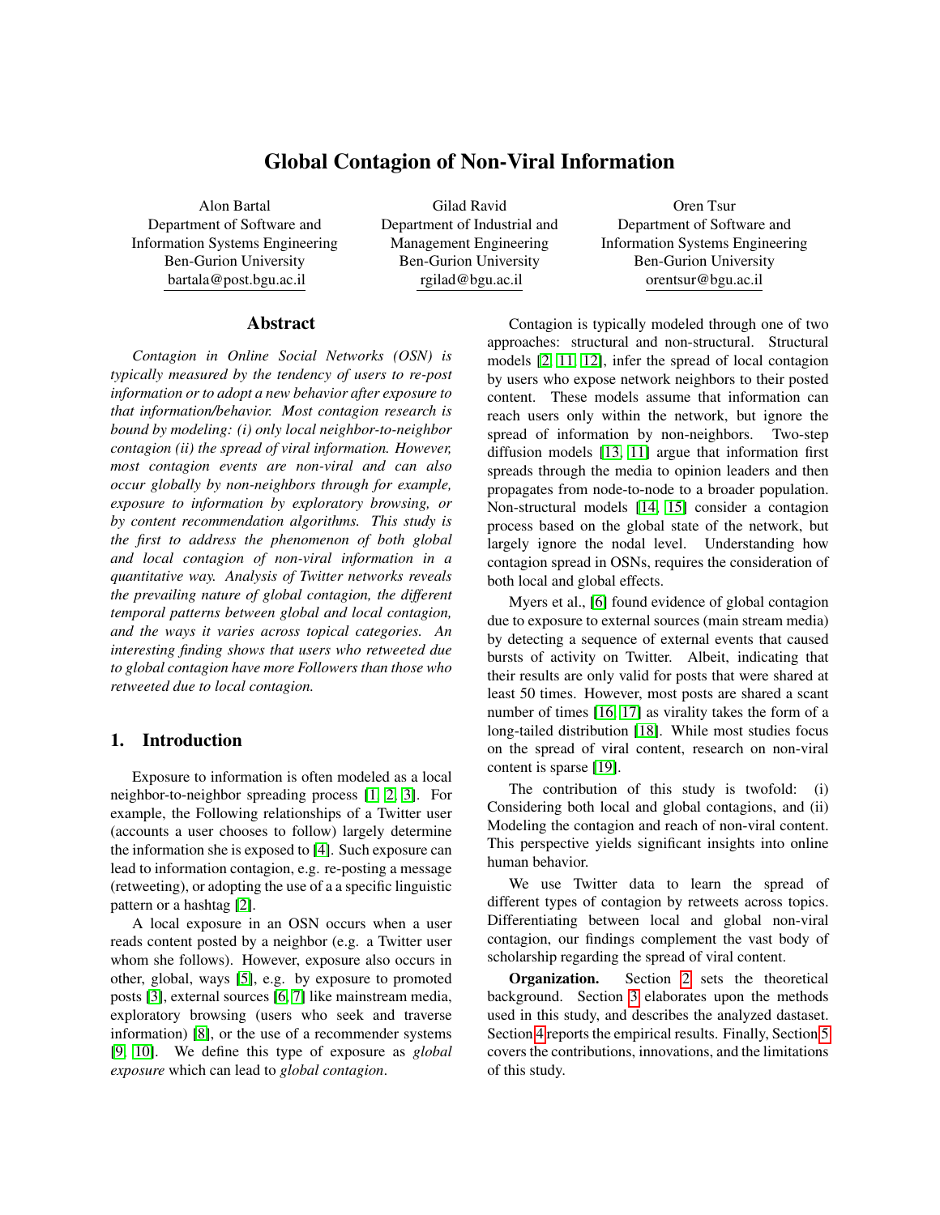# Global Contagion of Non-Viral Information

Alon Bartal
Department of Software and Information Systems Engineering
Ben-Gurion University
bartala@post.bgu.ac.il

Gilad Ravid
Department of Industrial and Management Engineering
Ben-Gurion University
rgilad@bgu.ac.il

Oren Tsur
Department of Software and Information Systems Engineering
Ben-Gurion University
orentsur@bgu.ac.il

## Abstract

*Contagion in Online Social Networks (OSN) is typically measured by the tendency of users to re-post information or to adopt a new behavior after exposure to that information/behavior. Most contagion research is bound by modeling: (i) only local neighbor-to-neighbor contagion (ii) the spread of viral information. However, most contagion events are non-viral and can also occur globally by non-neighbors through for example, exposure to information by exploratory browsing, or by content recommendation algorithms. This study is the first to address the phenomenon of both global and local contagion of non-viral information in a quantitative way. Analysis of Twitter networks reveals the prevailing nature of global contagion, the different temporal patterns between global and local contagion, and the ways it varies across topical categories. An interesting finding shows that users who retweeted due to global contagion have more Followers than those who retweeted due to local contagion.*

## 1. Introduction

Exposure to information is often modeled as a local neighbor-to-neighbor spreading process [1, 2, 3]. For example, the Following relationships of a Twitter user (accounts a user chooses to follow) largely determine the information she is exposed to [4]. Such exposure can lead to information contagion, e.g. re-posting a message (retweeting), or adopting the use of a a specific linguistic pattern or a hashtag [2].

A local exposure in an OSN occurs when a user reads content posted by a neighbor (e.g. a Twitter user whom she follows). However, exposure also occurs in other, global, ways [5], e.g. by exposure to promoted posts [3], external sources [6, 7] like mainstream media, exploratory browsing (users who seek and traverse information) [8], or the use of a recommender systems [9, 10]. We define this type of exposure as *global exposure* which can lead to *global contagion*.

Contagion is typically modeled through one of two approaches: structural and non-structural. Structural models [2, 11, 12], infer the spread of local contagion by users who expose network neighbors to their posted content. These models assume that information can reach users only within the network, but ignore the spread of information by non-neighbors. Two-step diffusion models [13, 11] argue that information first spreads through the media to opinion leaders and then propagates from node-to-node to a broader population. Non-structural models [14, 15] consider a contagion process based on the global state of the network, but largely ignore the nodal level. Understanding how contagion spread in OSNs, requires the consideration of both local and global effects.

Myers et al., [6] found evidence of global contagion due to exposure to external sources (main stream media) by detecting a sequence of external events that caused bursts of activity on Twitter. Albeit, indicating that their results are only valid for posts that were shared at least 50 times. However, most posts are shared a scant number of times [16, 17] as virality takes the form of a long-tailed distribution [18]. While most studies focus on the spread of viral content, research on non-viral content is sparse [19].

The contribution of this study is twofold: (i) Considering both local and global contagions, and (ii) Modeling the contagion and reach of non-viral content. This perspective yields significant insights into online human behavior.

We use Twitter data to learn the spread of different types of contagion by retweets across topics. Differentiating between local and global non-viral contagion, our findings complement the vast body of scholarship regarding the spread of viral content.

**Organization.** Section 2 sets the theoretical background. Section 3 elaborates upon the methods used in this study, and describes the analyzed dastaset. Section 4 reports the empirical results. Finally, Section 5 covers the contributions, innovations, and the limitations of this study.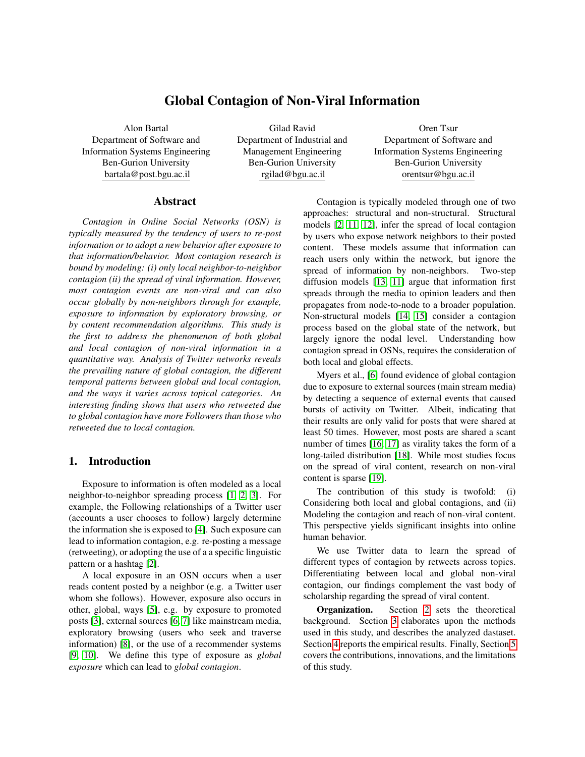# Global Contagion of Non-Viral Information

Alon Bartal
Department of Software and Information Systems Engineering
Ben-Gurion University
bartala@post.bgu.ac.il

Gilad Ravid
Department of Industrial and Management Engineering
Ben-Gurion University
rgilad@bgu.ac.il

Oren Tsur
Department of Software and Information Systems Engineering
Ben-Gurion University
orentsur@bgu.ac.il

## Abstract

*Contagion in Online Social Networks (OSN) is typically measured by the tendency of users to re-post information or to adopt a new behavior after exposure to that information/behavior. Most contagion research is bound by modeling: (i) only local neighbor-to-neighbor contagion (ii) the spread of viral information. However, most contagion events are non-viral and can also occur globally by non-neighbors through for example, exposure to information by exploratory browsing, or by content recommendation algorithms. This study is the first to address the phenomenon of both global and local contagion of non-viral information in a quantitative way. Analysis of Twitter networks reveals the prevailing nature of global contagion, the different temporal patterns between global and local contagion, and the ways it varies across topical categories. An interesting finding shows that users who retweeted due to global contagion have more Followers than those who retweeted due to local contagion.*

## 1. Introduction

Exposure to information is often modeled as a local neighbor-to-neighbor spreading process [1, 2, 3]. For example, the Following relationships of a Twitter user (accounts a user chooses to follow) largely determine the information she is exposed to [4]. Such exposure can lead to information contagion, e.g. re-posting a message (retweeting), or adopting the use of a a specific linguistic pattern or a hashtag [2].

A local exposure in an OSN occurs when a user reads content posted by a neighbor (e.g. a Twitter user whom she follows). However, exposure also occurs in other, global, ways [5], e.g. by exposure to promoted posts [3], external sources [6, 7] like mainstream media, exploratory browsing (users who seek and traverse information) [8], or the use of a recommender systems [9, 10]. We define this type of exposure as *global exposure* which can lead to *global contagion*.

Contagion is typically modeled through one of two approaches: structural and non-structural. Structural models [2, 11, 12], infer the spread of local contagion by users who expose network neighbors to their posted content. These models assume that information can reach users only within the network, but ignore the spread of information by non-neighbors. Two-step diffusion models [13, 11] argue that information first spreads through the media to opinion leaders and then propagates from node-to-node to a broader population. Non-structural models [14, 15] consider a contagion process based on the global state of the network, but largely ignore the nodal level. Understanding how contagion spread in OSNs, requires the consideration of both local and global effects.

Myers et al., [6] found evidence of global contagion due to exposure to external sources (main stream media) by detecting a sequence of external events that caused bursts of activity on Twitter. Albeit, indicating that their results are only valid for posts that were shared at least 50 times. However, most posts are shared a scant number of times [16, 17] as virality takes the form of a long-tailed distribution [18]. While most studies focus on the spread of viral content, research on non-viral content is sparse [19].

The contribution of this study is twofold: (i) Considering both local and global contagions, and (ii) Modeling the contagion and reach of non-viral content. This perspective yields significant insights into online human behavior.

We use Twitter data to learn the spread of different types of contagion by retweets across topics. Differentiating between local and global non-viral contagion, our findings complement the vast body of scholarship regarding the spread of viral content.

**Organization.** Section 2 sets the theoretical background. Section 3 elaborates upon the methods used in this study, and describes the analyzed dastaset. Section 4 reports the empirical results. Finally, Section 5 covers the contributions, innovations, and the limitations of this study.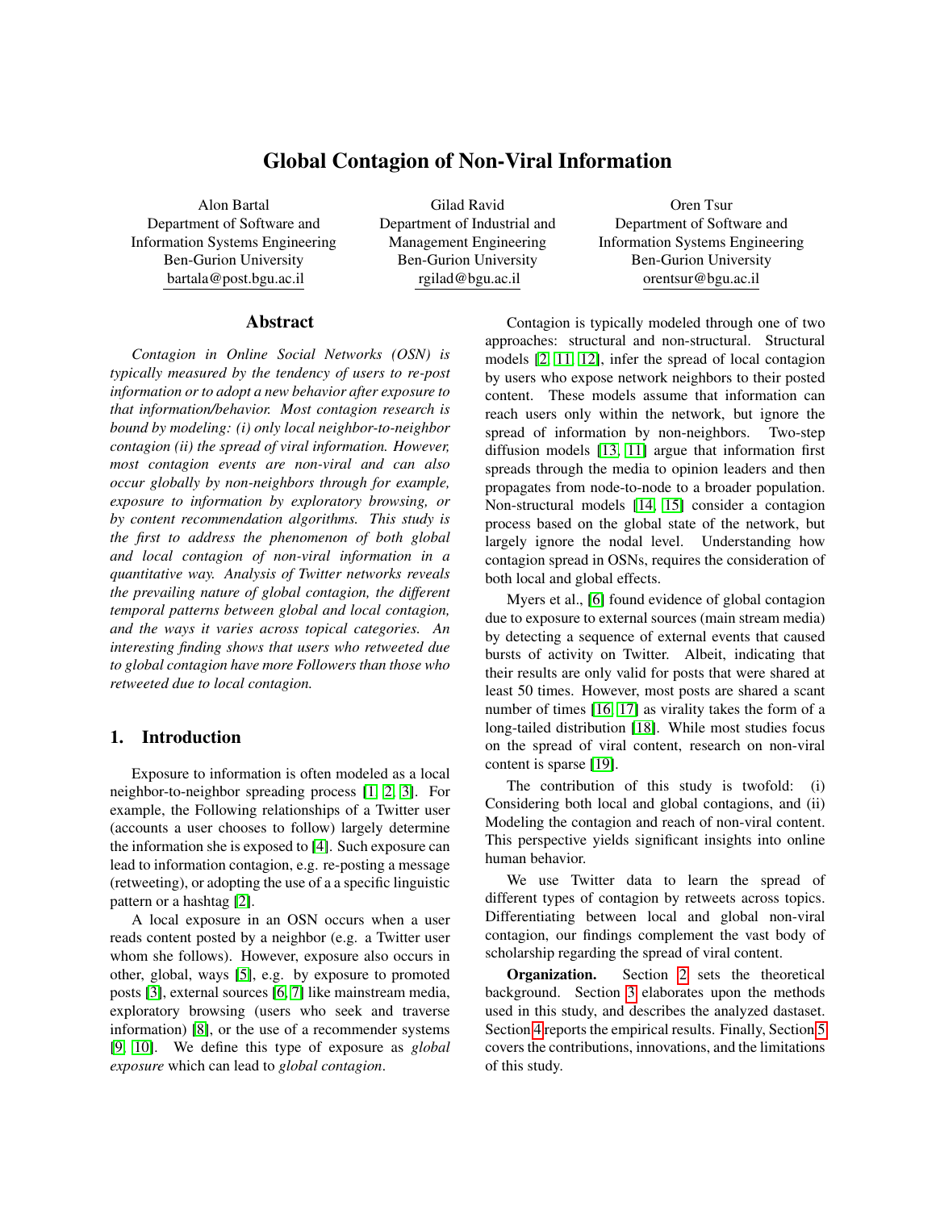# Global Contagion of Non-Viral Information

Alon Bartal
Department of Software and Information Systems Engineering
Ben-Gurion University
bartala@post.bgu.ac.il

Gilad Ravid
Department of Industrial and Management Engineering
Ben-Gurion University
rgilad@bgu.ac.il

Oren Tsur
Department of Software and Information Systems Engineering
Ben-Gurion University
orentsur@bgu.ac.il

## Abstract

*Contagion in Online Social Networks (OSN) is typically measured by the tendency of users to re-post information or to adopt a new behavior after exposure to that information/behavior. Most contagion research is bound by modeling: (i) only local neighbor-to-neighbor contagion (ii) the spread of viral information. However, most contagion events are non-viral and can also occur globally by non-neighbors through for example, exposure to information by exploratory browsing, or by content recommendation algorithms. This study is the first to address the phenomenon of both global and local contagion of non-viral information in a quantitative way. Analysis of Twitter networks reveals the prevailing nature of global contagion, the different temporal patterns between global and local contagion, and the ways it varies across topical categories. An interesting finding shows that users who retweeted due to global contagion have more Followers than those who retweeted due to local contagion.*

## 1. Introduction

Exposure to information is often modeled as a local neighbor-to-neighbor spreading process [1, 2, 3]. For example, the Following relationships of a Twitter user (accounts a user chooses to follow) largely determine the information she is exposed to [4]. Such exposure can lead to information contagion, e.g. re-posting a message (retweeting), or adopting the use of a a specific linguistic pattern or a hashtag [2].

A local exposure in an OSN occurs when a user reads content posted by a neighbor (e.g. a Twitter user whom she follows). However, exposure also occurs in other, global, ways [5], e.g. by exposure to promoted posts [3], external sources [6, 7] like mainstream media, exploratory browsing (users who seek and traverse information) [8], or the use of a recommender systems [9, 10]. We define this type of exposure as *global exposure* which can lead to *global contagion*.

Contagion is typically modeled through one of two approaches: structural and non-structural. Structural models [2, 11, 12], infer the spread of local contagion by users who expose network neighbors to their posted content. These models assume that information can reach users only within the network, but ignore the spread of information by non-neighbors. Two-step diffusion models [13, 11] argue that information first spreads through the media to opinion leaders and then propagates from node-to-node to a broader population. Non-structural models [14, 15] consider a contagion process based on the global state of the network, but largely ignore the nodal level. Understanding how contagion spread in OSNs, requires the consideration of both local and global effects.

Myers et al., [6] found evidence of global contagion due to exposure to external sources (main stream media) by detecting a sequence of external events that caused bursts of activity on Twitter. Albeit, indicating that their results are only valid for posts that were shared at least 50 times. However, most posts are shared a scant number of times [16, 17] as virality takes the form of a long-tailed distribution [18]. While most studies focus on the spread of viral content, research on non-viral content is sparse [19].

The contribution of this study is twofold: (i) Considering both local and global contagions, and (ii) Modeling the contagion and reach of non-viral content. This perspective yields significant insights into online human behavior.

We use Twitter data to learn the spread of different types of contagion by retweets across topics. Differentiating between local and global non-viral contagion, our findings complement the vast body of scholarship regarding the spread of viral content.

**Organization.** Section 2 sets the theoretical background. Section 3 elaborates upon the methods used in this study, and describes the analyzed dastaset. Section 4 reports the empirical results. Finally, Section 5 covers the contributions, innovations, and the limitations of this study.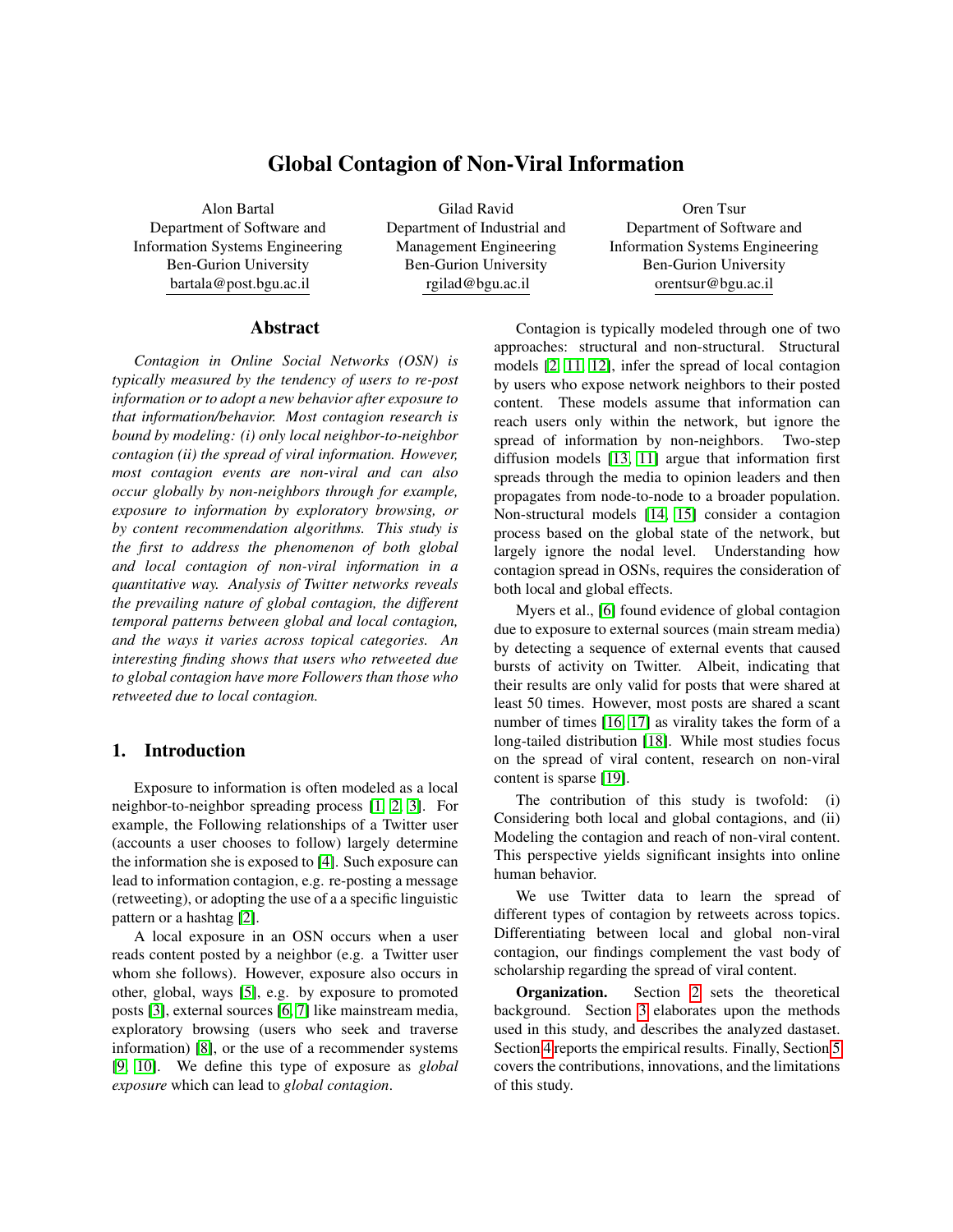# Global Contagion of Non-Viral Information

Alon Bartal
Department of Software and Information Systems Engineering
Ben-Gurion University
bartala@post.bgu.ac.il

Gilad Ravid
Department of Industrial and Management Engineering
Ben-Gurion University
rgilad@bgu.ac.il

Oren Tsur
Department of Software and Information Systems Engineering
Ben-Gurion University
orentsur@bgu.ac.il

## Abstract

*Contagion in Online Social Networks (OSN) is typically measured by the tendency of users to re-post information or to adopt a new behavior after exposure to that information/behavior. Most contagion research is bound by modeling: (i) only local neighbor-to-neighbor contagion (ii) the spread of viral information. However, most contagion events are non-viral and can also occur globally by non-neighbors through for example, exposure to information by exploratory browsing, or by content recommendation algorithms. This study is the first to address the phenomenon of both global and local contagion of non-viral information in a quantitative way. Analysis of Twitter networks reveals the prevailing nature of global contagion, the different temporal patterns between global and local contagion, and the ways it varies across topical categories. An interesting finding shows that users who retweeted due to global contagion have more Followers than those who retweeted due to local contagion.*

## 1. Introduction

Exposure to information is often modeled as a local neighbor-to-neighbor spreading process [1, 2, 3]. For example, the Following relationships of a Twitter user (accounts a user chooses to follow) largely determine the information she is exposed to [4]. Such exposure can lead to information contagion, e.g. re-posting a message (retweeting), or adopting the use of a a specific linguistic pattern or a hashtag [2].

A local exposure in an OSN occurs when a user reads content posted by a neighbor (e.g. a Twitter user whom she follows). However, exposure also occurs in other, global, ways [5], e.g. by exposure to promoted posts [3], external sources [6, 7] like mainstream media, exploratory browsing (users who seek and traverse information) [8], or the use of a recommender systems [9, 10]. We define this type of exposure as *global exposure* which can lead to *global contagion*.

Contagion is typically modeled through one of two approaches: structural and non-structural. Structural models [2, 11, 12], infer the spread of local contagion by users who expose network neighbors to their posted content. These models assume that information can reach users only within the network, but ignore the spread of information by non-neighbors. Two-step diffusion models [13, 11] argue that information first spreads through the media to opinion leaders and then propagates from node-to-node to a broader population. Non-structural models [14, 15] consider a contagion process based on the global state of the network, but largely ignore the nodal level. Understanding how contagion spread in OSNs, requires the consideration of both local and global effects.

Myers et al., [6] found evidence of global contagion due to exposure to external sources (main stream media) by detecting a sequence of external events that caused bursts of activity on Twitter. Albeit, indicating that their results are only valid for posts that were shared at least 50 times. However, most posts are shared a scant number of times [16, 17] as virality takes the form of a long-tailed distribution [18]. While most studies focus on the spread of viral content, research on non-viral content is sparse [19].

The contribution of this study is twofold: (i) Considering both local and global contagions, and (ii) Modeling the contagion and reach of non-viral content. This perspective yields significant insights into online human behavior.

We use Twitter data to learn the spread of different types of contagion by retweets across topics. Differentiating between local and global non-viral contagion, our findings complement the vast body of scholarship regarding the spread of viral content.

**Organization.** Section 2 sets the theoretical background. Section 3 elaborates upon the methods used in this study, and describes the analyzed dastaset. Section 4 reports the empirical results. Finally, Section 5 covers the contributions, innovations, and the limitations of this study.